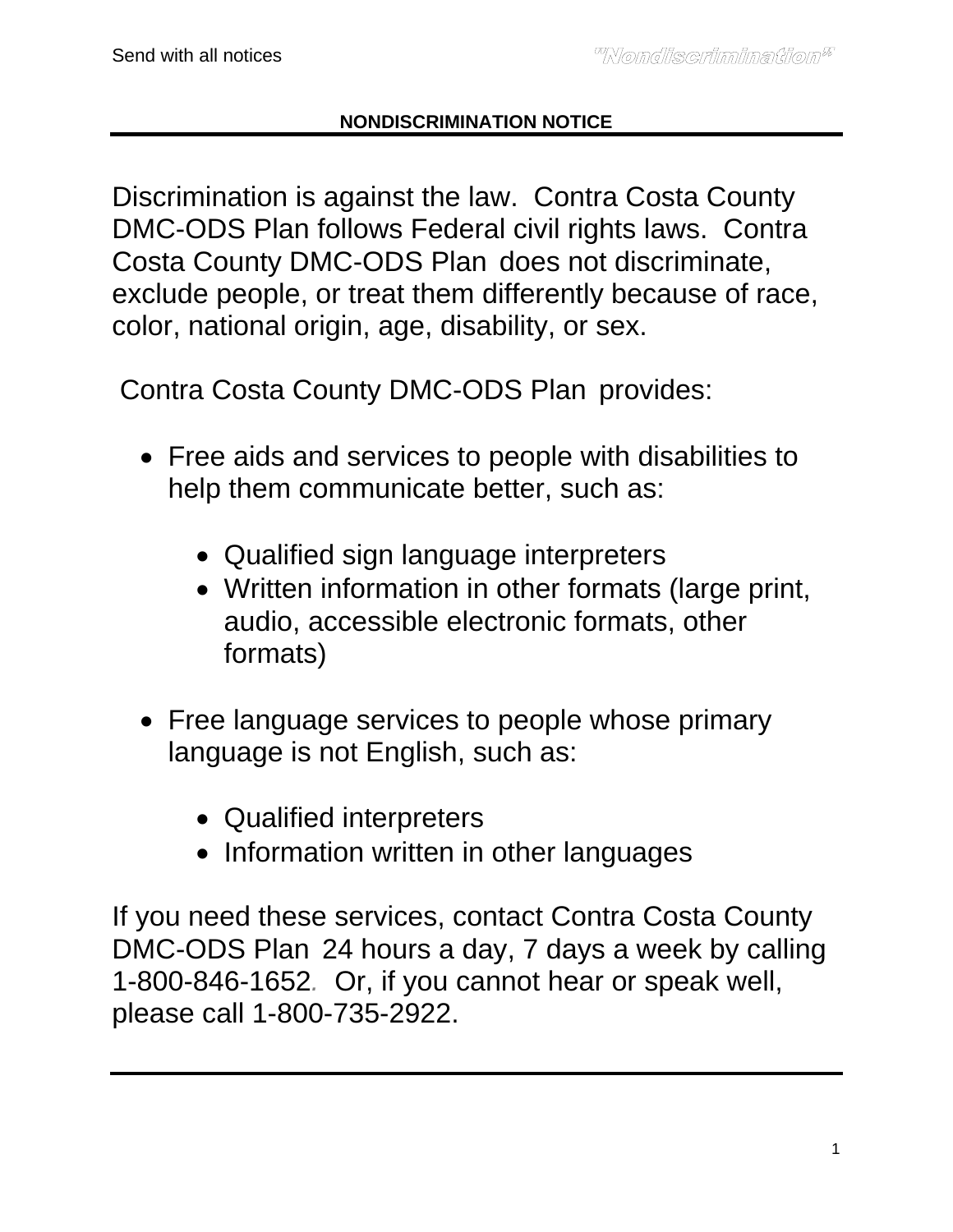# NONDISCRIMINATION NOTICE

Discrimination is against the law. Contra Costa County DMC-ODS Plan follows Federal civil rights laws. Contra Costa County DMC-ODS Plan does not discriminate, exclude people, or treat them differently because of race, color, national origin, age, disability, or sex.

Contra Costa County DMC-ODS Plan provides:

- Free aids and services to people with disabilities to help them communicate better, such as:
  - Qualified sign language interpreters
  - Written information in other formats (large print, audio, accessible electronic formats, other formats)
- Free language services to people whose primary language is not English, such as:
  - Qualified interpreters
  - Information written in other languages

If you need these services, contact Contra Costa County DMC-ODS Plan 24 hours a day, 7 days a week by calling 1-800-846-1652. Or, if you cannot hear or speak well, please call 1-800-735-2922.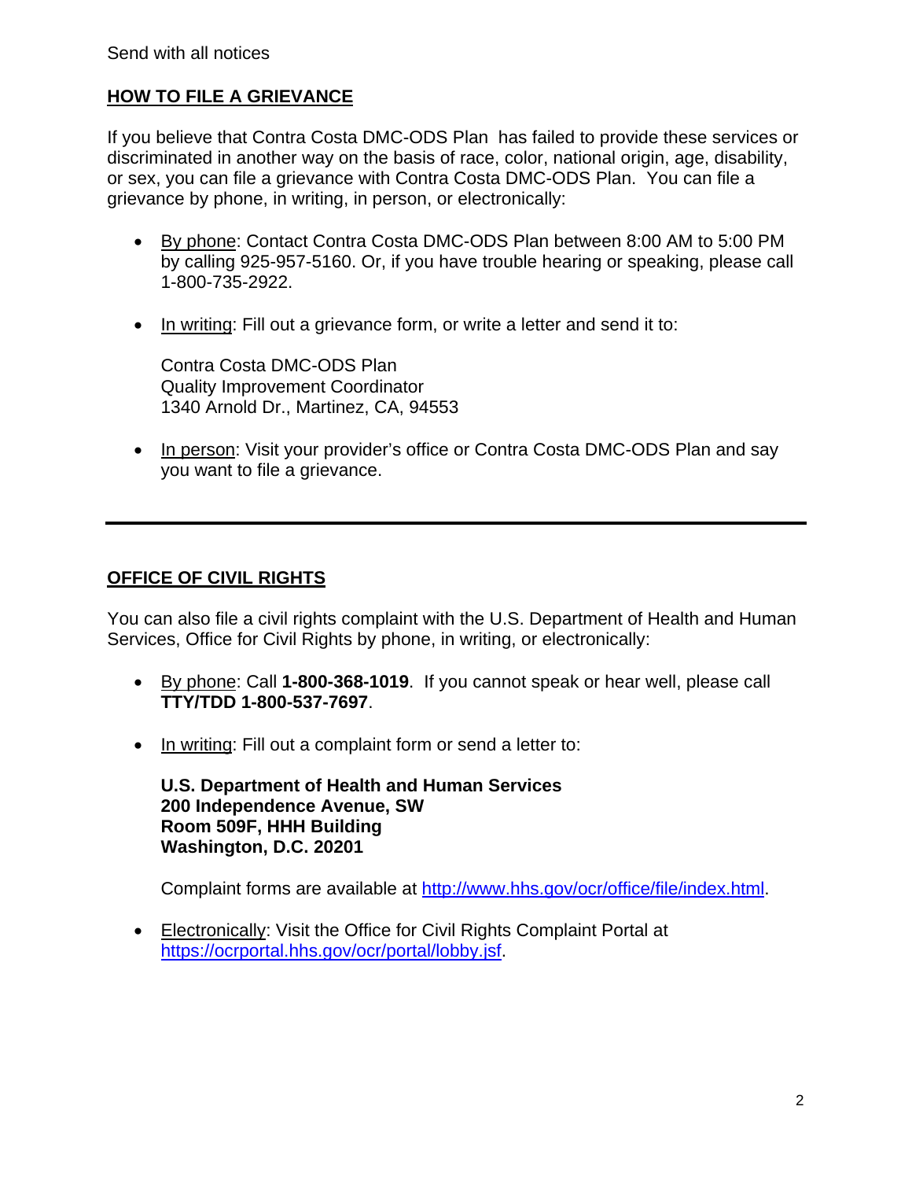Send with all notices

## HOW TO FILE A GRIEVANCE

If you believe that Contra Costa DMC-ODS Plan has failed to provide these services or discriminated in another way on the basis of race, color, national origin, age, disability, or sex, you can file a grievance with Contra Costa DMC-ODS Plan. You can file a grievance by phone, in writing, in person, or electronically:

- By phone: Contact Contra Costa DMC-ODS Plan between 8:00 AM to 5:00 PM by calling 925-957-5160. Or, if you have trouble hearing or speaking, please call 1-800-735-2922.
- In writing: Fill out a grievance form, or write a letter and send it to:

  Contra Costa DMC-ODS Plan
  Quality Improvement Coordinator
  1340 Arnold Dr., Martinez, CA, 94553

- In person: Visit your provider's office or Contra Costa DMC-ODS Plan and say you want to file a grievance.

---

## OFFICE OF CIVIL RIGHTS

You can also file a civil rights complaint with the U.S. Department of Health and Human Services, Office for Civil Rights by phone, in writing, or electronically:

- By phone: Call **1-800-368-1019**. If you cannot speak or hear well, please call **TTY/TDD 1-800-537-7697**.
- In writing: Fill out a complaint form or send a letter to:

  **U.S. Department of Health and Human Services**
  **200 Independence Avenue, SW**
  **Room 509F, HHH Building**
  **Washington, D.C. 20201**

  Complaint forms are available at http://www.hhs.gov/ocr/office/file/index.html.

- Electronically: Visit the Office for Civil Rights Complaint Portal at https://ocrportal.hhs.gov/ocr/portal/lobby.jsf.